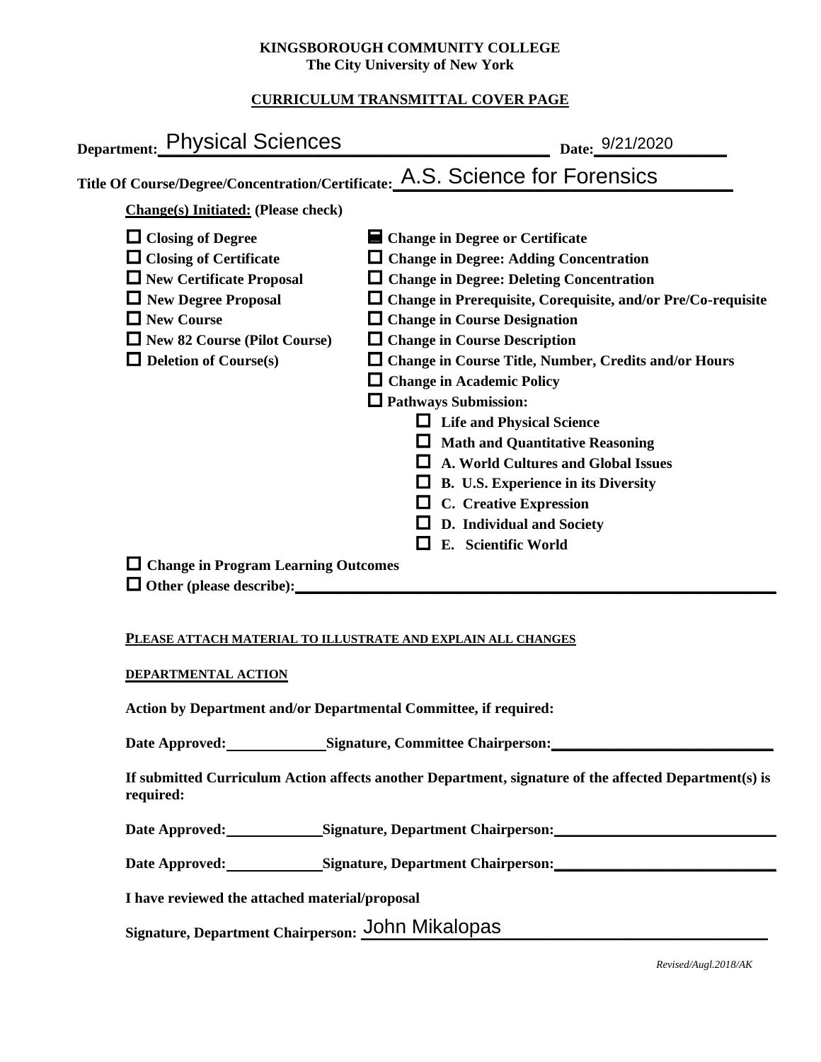**KINGSBOROUGH COMMUNITY COLLEGE**
**The City University of New York**

**CURRICULUM TRANSMITTAL COVER PAGE**

**Department:** Physical Sciences **Date:** 9/21/2020

**Title Of Course/Degree/Concentration/Certificate:** A.S. Science for Forensics

**Change(s) Initiated:** (Please check)

- ☐ **Closing of Degree**
- ☐ **Closing of Certificate**
- ☐ **New Certificate Proposal**
- ☐ **New Degree Proposal**
- ☐ **New Course**
- ☐ **New 82 Course (Pilot Course)**
- ☐ **Deletion of Course(s)**
- ☑ **Change in Degree or Certificate**
- ☐ **Change in Degree: Adding Concentration**
- ☐ **Change in Degree: Deleting Concentration**
- ☐ **Change in Prerequisite, Corequisite, and/or Pre/Co-requisite**
- ☐ **Change in Course Designation**
- ☐ **Change in Course Description**
- ☐ **Change in Course Title, Number, Credits and/or Hours**
- ☐ **Change in Academic Policy**
- ☐ **Pathways Submission:**
  - ☐ **Life and Physical Science**
  - ☐ **Math and Quantitative Reasoning**
  - ☐ **A. World Cultures and Global Issues**
  - ☐ **B. U.S. Experience in its Diversity**
  - ☐ **C. Creative Expression**
  - ☐ **D. Individual and Society**
  - ☐ **E. Scientific World**
- ☐ **Change in Program Learning Outcomes**
- ☐ **Other (please describe):** \_\_\_\_\_\_\_\_\_\_\_\_\_\_\_\_\_\_\_\_

**PLEASE ATTACH MATERIAL TO ILLUSTRATE AND EXPLAIN ALL CHANGES**

**DEPARTMENTAL ACTION**

**Action by Department and/or Departmental Committee, if required:**

**Date Approved:** \_\_\_\_\_\_\_\_ **Signature, Committee Chairperson:** \_\_\_\_\_\_\_\_\_\_\_\_\_\_\_\_\_\_\_\_

**If submitted Curriculum Action affects another Department, signature of the affected Department(s) is required:**

**Date Approved:** \_\_\_\_\_\_\_\_ **Signature, Department Chairperson:** \_\_\_\_\_\_\_\_\_\_\_\_\_\_\_\_\_\_\_\_

**Date Approved:** \_\_\_\_\_\_\_\_ **Signature, Department Chairperson:** \_\_\_\_\_\_\_\_\_\_\_\_\_\_\_\_\_\_\_\_

**I have reviewed the attached material/proposal**

**Signature, Department Chairperson:** John Mikalopas

*Revised/Augl.2018/AK*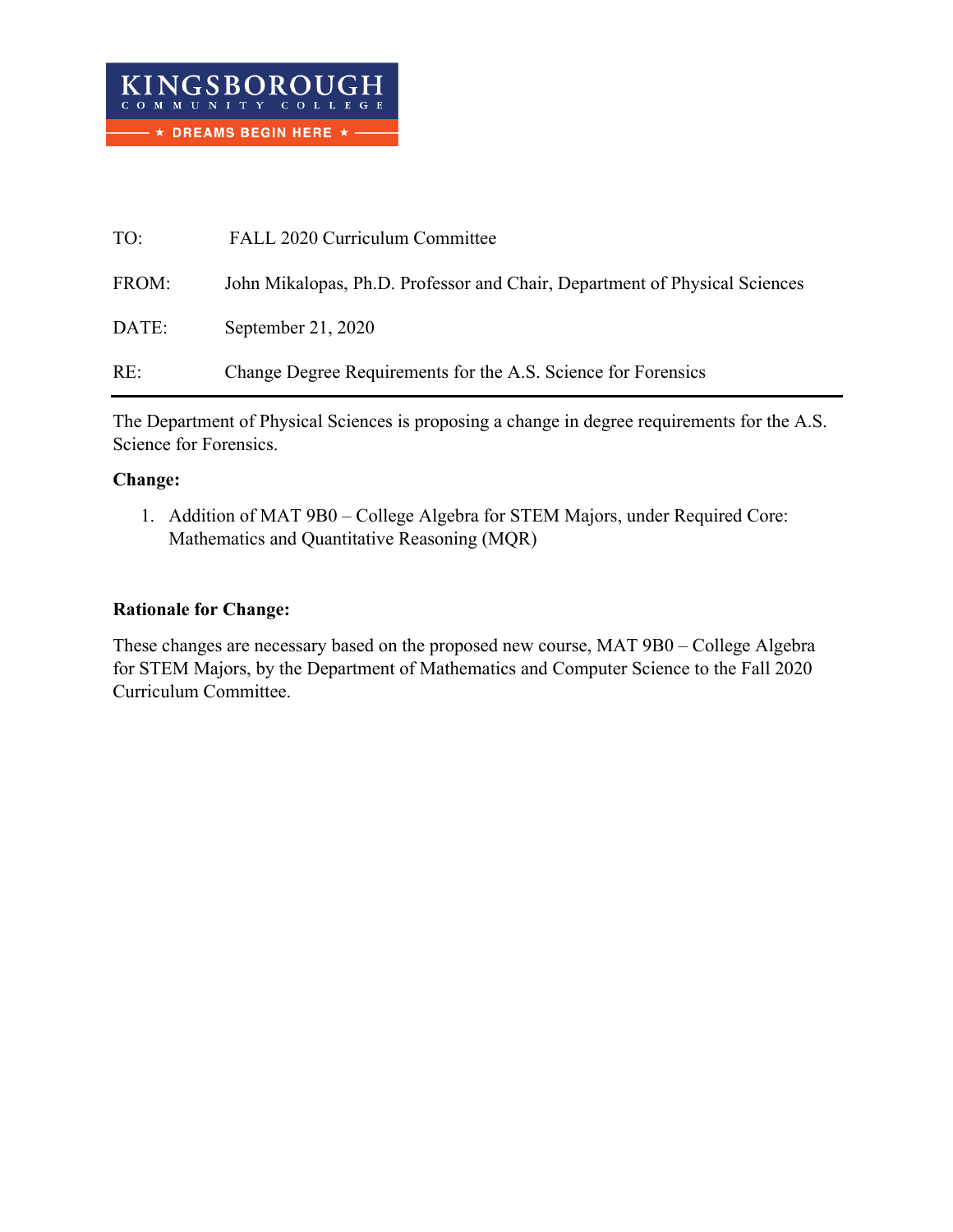KINGSBOROUGH COMMUNITY COLLEGE

★ DREAMS BEGIN HERE ★

TO: FALL 2020 Curriculum Committee

FROM: John Mikalopas, Ph.D. Professor and Chair, Department of Physical Sciences

DATE: September 21, 2020

RE: Change Degree Requirements for the A.S. Science for Forensics

---

The Department of Physical Sciences is proposing a change in degree requirements for the A.S. Science for Forensics.

**Change:**

1. Addition of MAT 9B0 – College Algebra for STEM Majors, under Required Core: Mathematics and Quantitative Reasoning (MQR)

**Rationale for Change:**

These changes are necessary based on the proposed new course, MAT 9B0 – College Algebra for STEM Majors, by the Department of Mathematics and Computer Science to the Fall 2020 Curriculum Committee.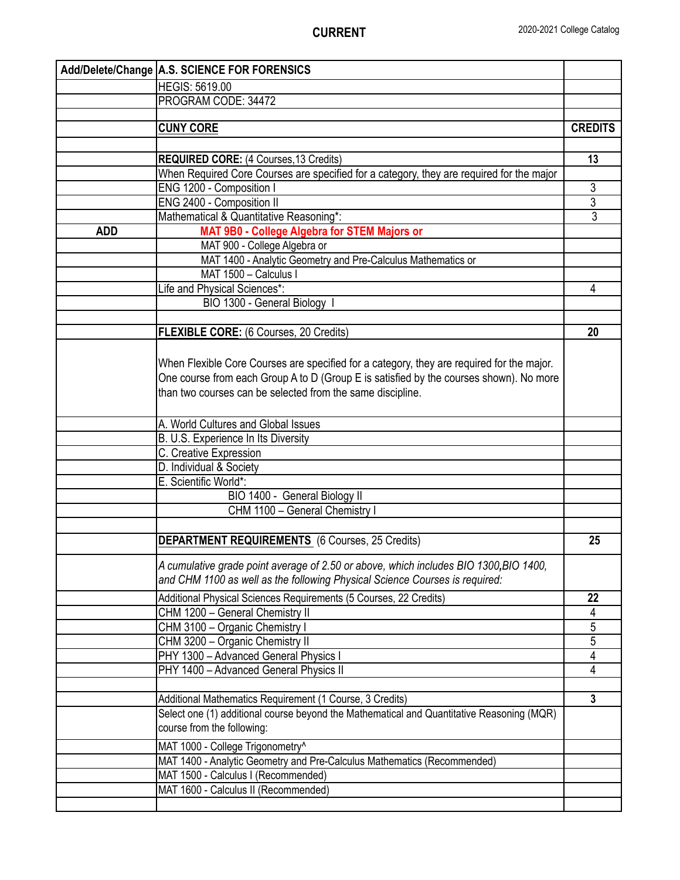**CURRENT**

| Add/Delete/Change | A.S. SCIENCE FOR FORENSICS | |
|---|---|---|
| | HEGIS: 5619.00 | |
| | PROGRAM CODE: 34472 | |
| | | |
| | **CUNY CORE** | **CREDITS** |
| | | |
| | **REQUIRED CORE:** (4 Courses,13 Credits) | **13** |
| | When Required Core Courses are specified for a category, they are required for the major | |
| | ENG 1200 - Composition I | 3 |
| | ENG 2400 - Composition II | 3 |
| | Mathematical & Quantitative Reasoning*: | 3 |
| **ADD** | **MAT 9B0 - College Algebra for STEM Majors or** | |
| | MAT 900 - College Algebra or | |
| | MAT 1400 - Analytic Geometry and Pre-Calculus Mathematics or | |
| | MAT 1500 – Calculus I | |
| | Life and Physical Sciences*: | 4 |
| | BIO 1300 - General Biology I | |
| | | |
| | **FLEXIBLE CORE:** (6 Courses, 20 Credits) | **20** |
| | When Flexible Core Courses are specified for a category, they are required for the major. One course from each Group A to D (Group E is satisfied by the courses shown). No more than two courses can be selected from the same discipline. | |
| | A. World Cultures and Global Issues | |
| | B. U.S. Experience In Its Diversity | |
| | C. Creative Expression | |
| | D. Individual & Society | |
| | E. Scientific World*: | |
| | BIO 1400 - General Biology II | |
| | CHM 1100 – General Chemistry I | |
| | | |
| | **DEPARTMENT REQUIREMENTS** (6 Courses, 25 Credits) | **25** |
| | *A cumulative grade point average of 2.50 or above, which includes BIO 1300,BIO 1400, and CHM 1100 as well as the following Physical Science Courses is required:* | |
| | Additional Physical Sciences Requirements (5 Courses, 22 Credits) | **22** |
| | CHM 1200 – General Chemistry II | 4 |
| | CHM 3100 – Organic Chemistry I | 5 |
| | CHM 3200 – Organic Chemistry II | 5 |
| | PHY 1300 – Advanced General Physics I | 4 |
| | PHY 1400 – Advanced General Physics II | 4 |
| | | |
| | Additional Mathematics Requirement (1 Course, 3 Credits) | **3** |
| | Select one (1) additional course beyond the Mathematical and Quantitative Reasoning (MQR) course from the following: | |
| | MAT 1000 - College Trigonometry^ | |
| | MAT 1400 - Analytic Geometry and Pre-Calculus Mathematics (Recommended) | |
| | MAT 1500 - Calculus I (Recommended) | |
| | MAT 1600 - Calculus II (Recommended) | |
| | | |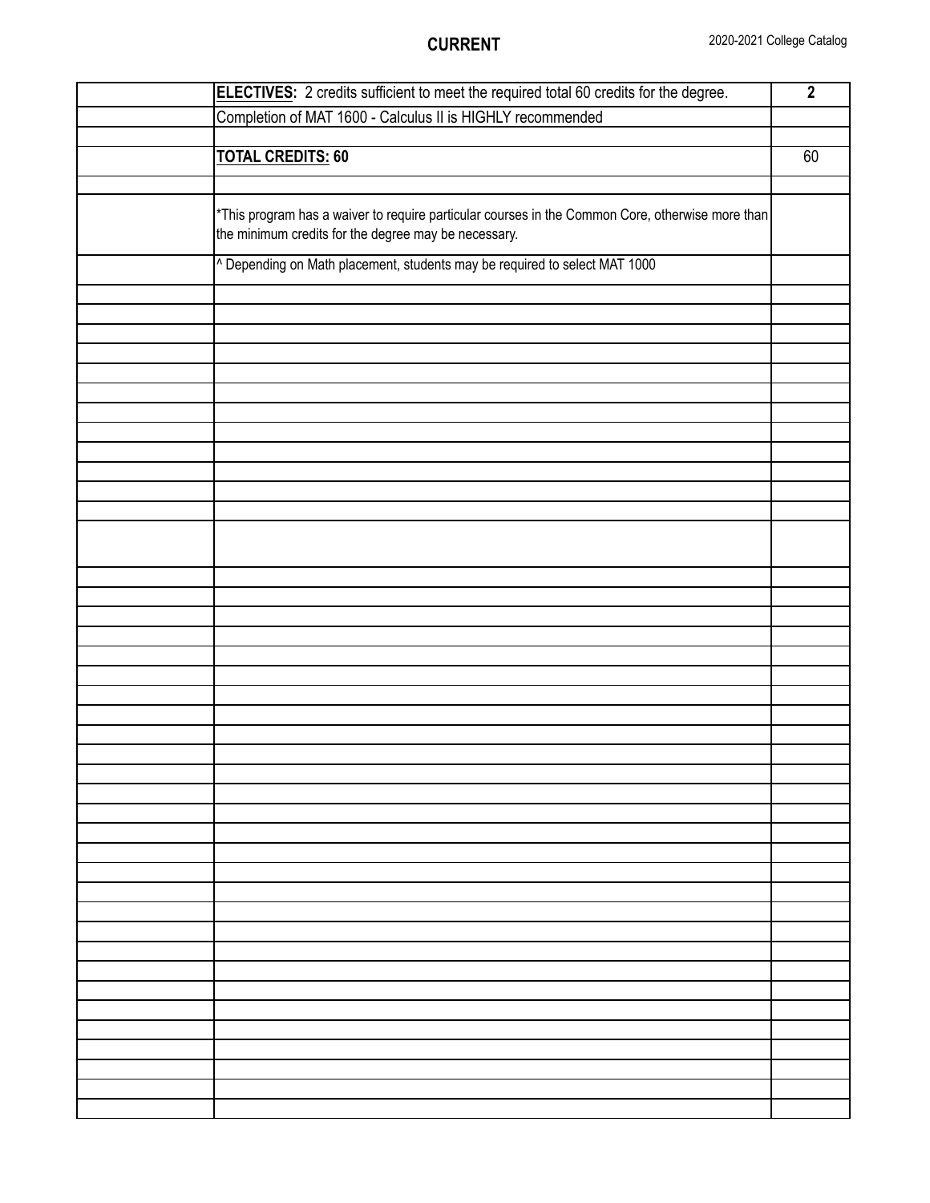| | | |
|---|---|---|
| | **ELECTIVES:** 2 credits sufficient to meet the required total 60 credits for the degree. | **2** |
| | Completion of MAT 1600 - Calculus II is HIGHLY recommended | |
| | | |
| | **TOTAL CREDITS: 60** | 60 |
| | | |
| | *This program has a waiver to require particular courses in the Common Core, otherwise more than the minimum credits for the degree may be necessary. | |
| | ^ Depending on Math placement, students may be required to select MAT 1000 | |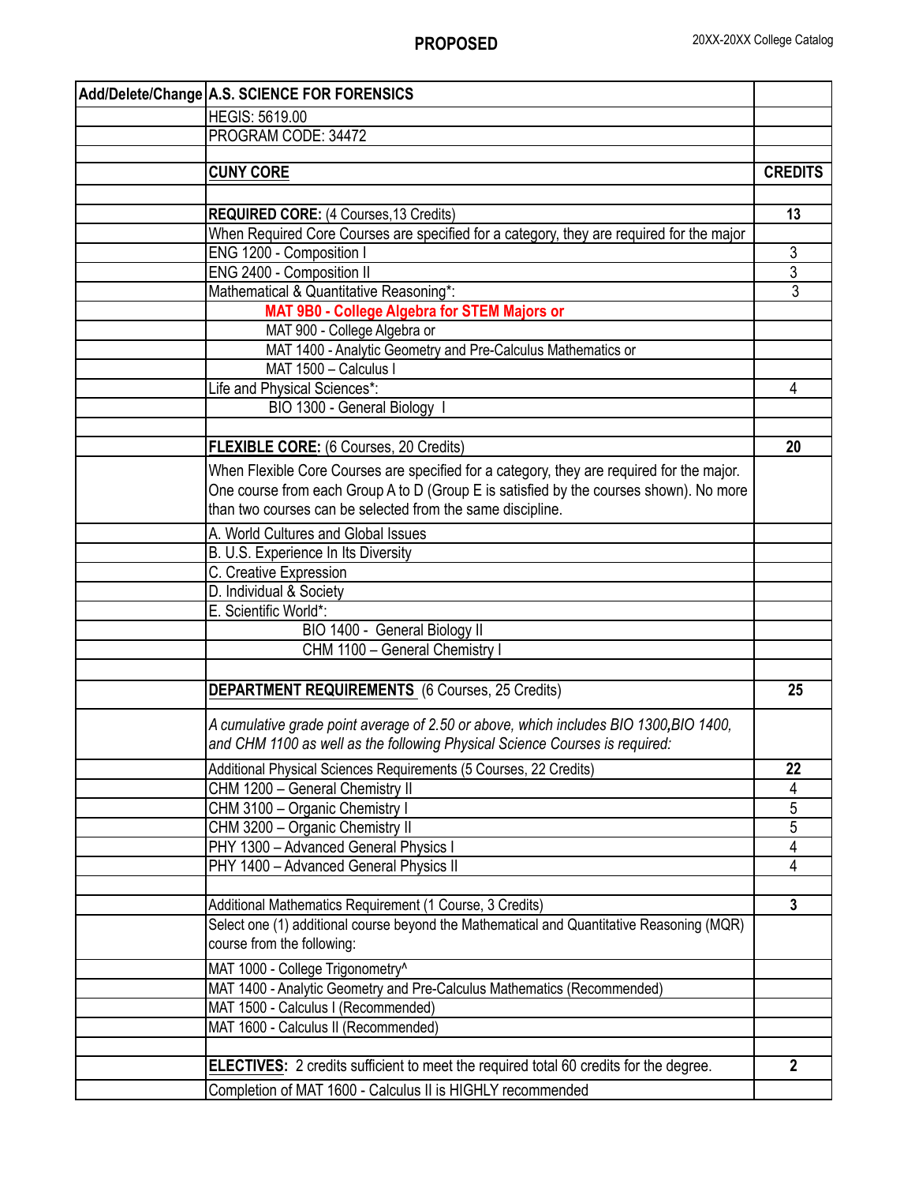**PROPOSED**

| Add/Delete/Change | A.S. SCIENCE FOR FORENSICS | |
|---|---|---|
| | HEGIS: 5619.00 | |
| | PROGRAM CODE: 34472 | |
| | | |
| | **CUNY CORE** | **CREDITS** |
| | | |
| | **REQUIRED CORE:** (4 Courses,13 Credits) | **13** |
| | When Required Core Courses are specified for a category, they are required for the major | |
| | ENG 1200 - Composition I | 3 |
| | ENG 2400 - Composition II | 3 |
| | Mathematical & Quantitative Reasoning*: | 3 |
| | **MAT 9B0 - College Algebra for STEM Majors or** | |
| | MAT 900 - College Algebra or | |
| | MAT 1400 - Analytic Geometry and Pre-Calculus Mathematics or | |
| | MAT 1500 – Calculus I | |
| | Life and Physical Sciences*: | 4 |
| | BIO 1300 - General Biology I | |
| | | |
| | **FLEXIBLE CORE:** (6 Courses, 20 Credits) | **20** |
| | When Flexible Core Courses are specified for a category, they are required for the major. One course from each Group A to D (Group E is satisfied by the courses shown). No more than two courses can be selected from the same discipline. | |
| | A. World Cultures and Global Issues | |
| | B. U.S. Experience In Its Diversity | |
| | C. Creative Expression | |
| | D. Individual & Society | |
| | E. Scientific World*: | |
| | BIO 1400 - General Biology II | |
| | CHM 1100 – General Chemistry I | |
| | | |
| | **DEPARTMENT REQUIREMENTS** (6 Courses, 25 Credits) | **25** |
| | *A cumulative grade point average of 2.50 or above, which includes BIO 1300,BIO 1400, and CHM 1100 as well as the following Physical Science Courses is required:* | |
| | Additional Physical Sciences Requirements (5 Courses, 22 Credits) | **22** |
| | CHM 1200 – General Chemistry II | 4 |
| | CHM 3100 – Organic Chemistry I | 5 |
| | CHM 3200 – Organic Chemistry II | 5 |
| | PHY 1300 – Advanced General Physics I | 4 |
| | PHY 1400 – Advanced General Physics II | 4 |
| | | |
| | Additional Mathematics Requirement (1 Course, 3 Credits) | **3** |
| | Select one (1) additional course beyond the Mathematical and Quantitative Reasoning (MQR) course from the following: | |
| | MAT 1000 - College Trigonometry^ | |
| | MAT 1400 - Analytic Geometry and Pre-Calculus Mathematics (Recommended) | |
| | MAT 1500 - Calculus I (Recommended) | |
| | MAT 1600 - Calculus II (Recommended) | |
| | | |
| | **ELECTIVES:** 2 credits sufficient to meet the required total 60 credits for the degree. | **2** |
| | Completion of MAT 1600 - Calculus II is HIGHLY recommended | |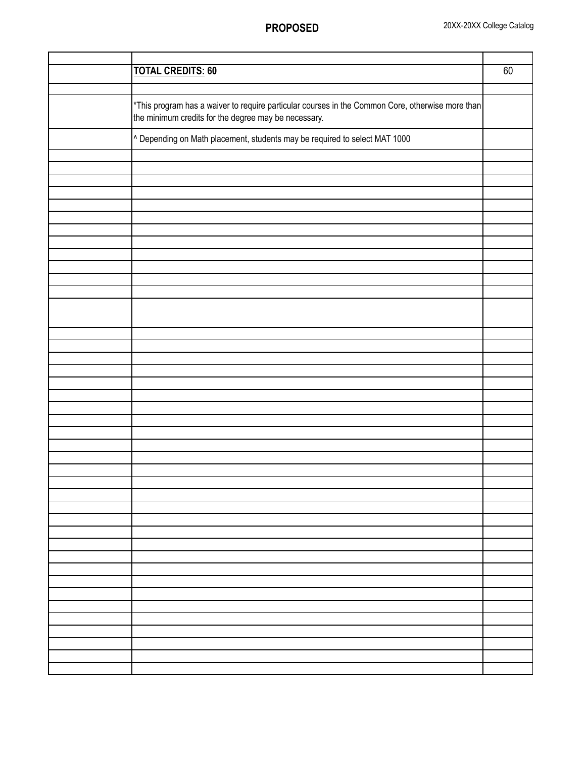**PROPOSED**

| | | |
|---|---|---|
| | **TOTAL CREDITS: 60** | 60 |
| | | |
| | *This program has a waiver to require particular courses in the Common Core, otherwise more than the minimum credits for the degree may be necessary. | |
| | ^ Depending on Math placement, students may be required to select MAT 1000 | |